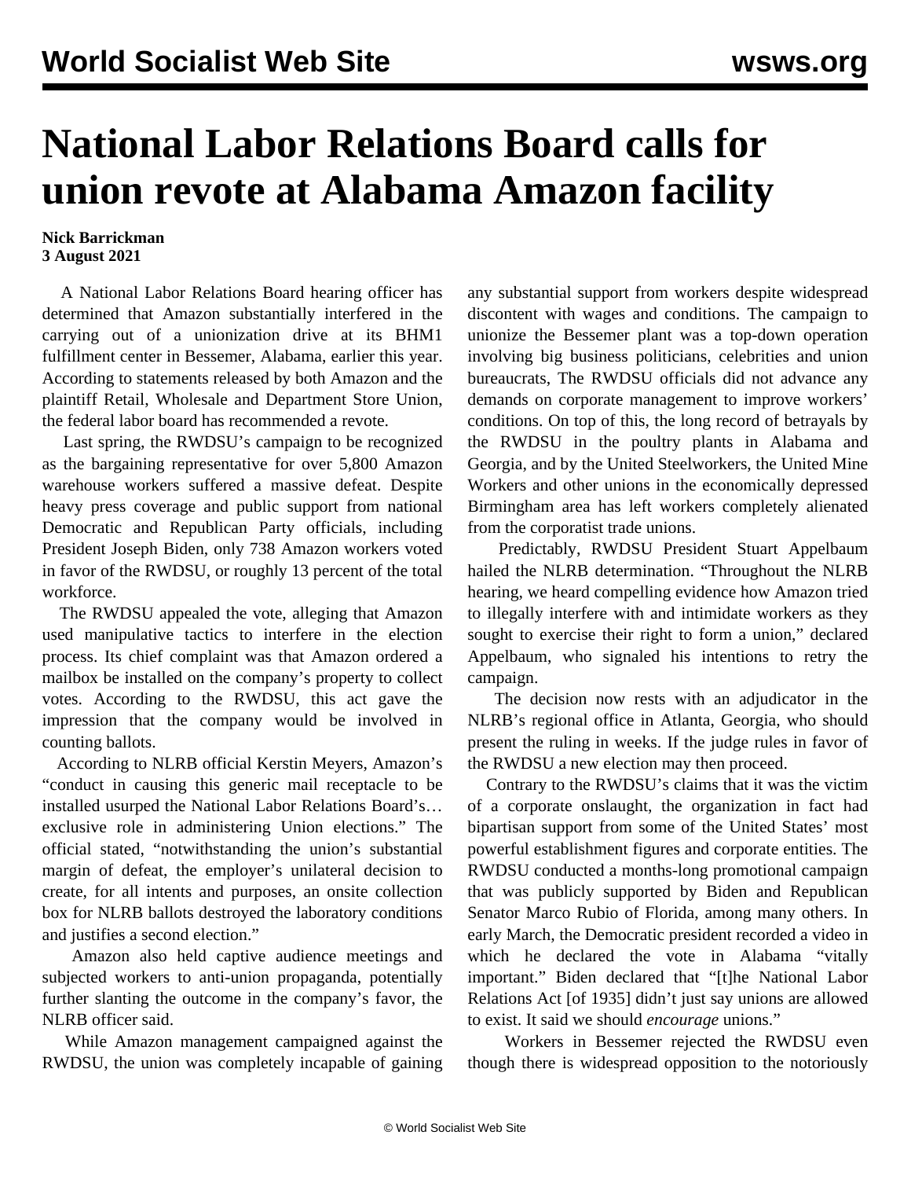# National Labor Relations Board calls for union revote at Alabama Amazon facility

**Nick Barrickman**
**3 August 2021**

A National Labor Relations Board hearing officer has determined that Amazon substantially interfered in the carrying out of a unionization drive at its BHM1 fulfillment center in Bessemer, Alabama, earlier this year. According to statements released by both Amazon and the plaintiff Retail, Wholesale and Department Store Union, the federal labor board has recommended a revote.

Last spring, the RWDSU's campaign to be recognized as the bargaining representative for over 5,800 Amazon warehouse workers suffered a massive defeat. Despite heavy press coverage and public support from national Democratic and Republican Party officials, including President Joseph Biden, only 738 Amazon workers voted in favor of the RWDSU, or roughly 13 percent of the total workforce.

The RWDSU appealed the vote, alleging that Amazon used manipulative tactics to interfere in the election process. Its chief complaint was that Amazon ordered a mailbox be installed on the company's property to collect votes. According to the RWDSU, this act gave the impression that the company would be involved in counting ballots.

According to NLRB official Kerstin Meyers, Amazon's "conduct in causing this generic mail receptacle to be installed usurped the National Labor Relations Board's… exclusive role in administering Union elections." The official stated, "notwithstanding the union's substantial margin of defeat, the employer's unilateral decision to create, for all intents and purposes, an onsite collection box for NLRB ballots destroyed the laboratory conditions and justifies a second election."

Amazon also held captive audience meetings and subjected workers to anti-union propaganda, potentially further slanting the outcome in the company's favor, the NLRB officer said.

While Amazon management campaigned against the RWDSU, the union was completely incapable of gaining any substantial support from workers despite widespread discontent with wages and conditions. The campaign to unionize the Bessemer plant was a top-down operation involving big business politicians, celebrities and union bureaucrats, The RWDSU officials did not advance any demands on corporate management to improve workers' conditions. On top of this, the long record of betrayals by the RWDSU in the poultry plants in Alabama and Georgia, and by the United Steelworkers, the United Mine Workers and other unions in the economically depressed Birmingham area has left workers completely alienated from the corporatist trade unions.

Predictably, RWDSU President Stuart Appelbaum hailed the NLRB determination. "Throughout the NLRB hearing, we heard compelling evidence how Amazon tried to illegally interfere with and intimidate workers as they sought to exercise their right to form a union," declared Appelbaum, who signaled his intentions to retry the campaign.

The decision now rests with an adjudicator in the NLRB's regional office in Atlanta, Georgia, who should present the ruling in weeks. If the judge rules in favor of the RWDSU a new election may then proceed.

Contrary to the RWDSU's claims that it was the victim of a corporate onslaught, the organization in fact had bipartisan support from some of the United States' most powerful establishment figures and corporate entities. The RWDSU conducted a months-long promotional campaign that was publicly supported by Biden and Republican Senator Marco Rubio of Florida, among many others. In early March, the Democratic president recorded a video in which he declared the vote in Alabama "vitally important." Biden declared that "[t]he National Labor Relations Act [of 1935] didn't just say unions are allowed to exist. It said we should *encourage* unions."

Workers in Bessemer rejected the RWDSU even though there is widespread opposition to the notoriously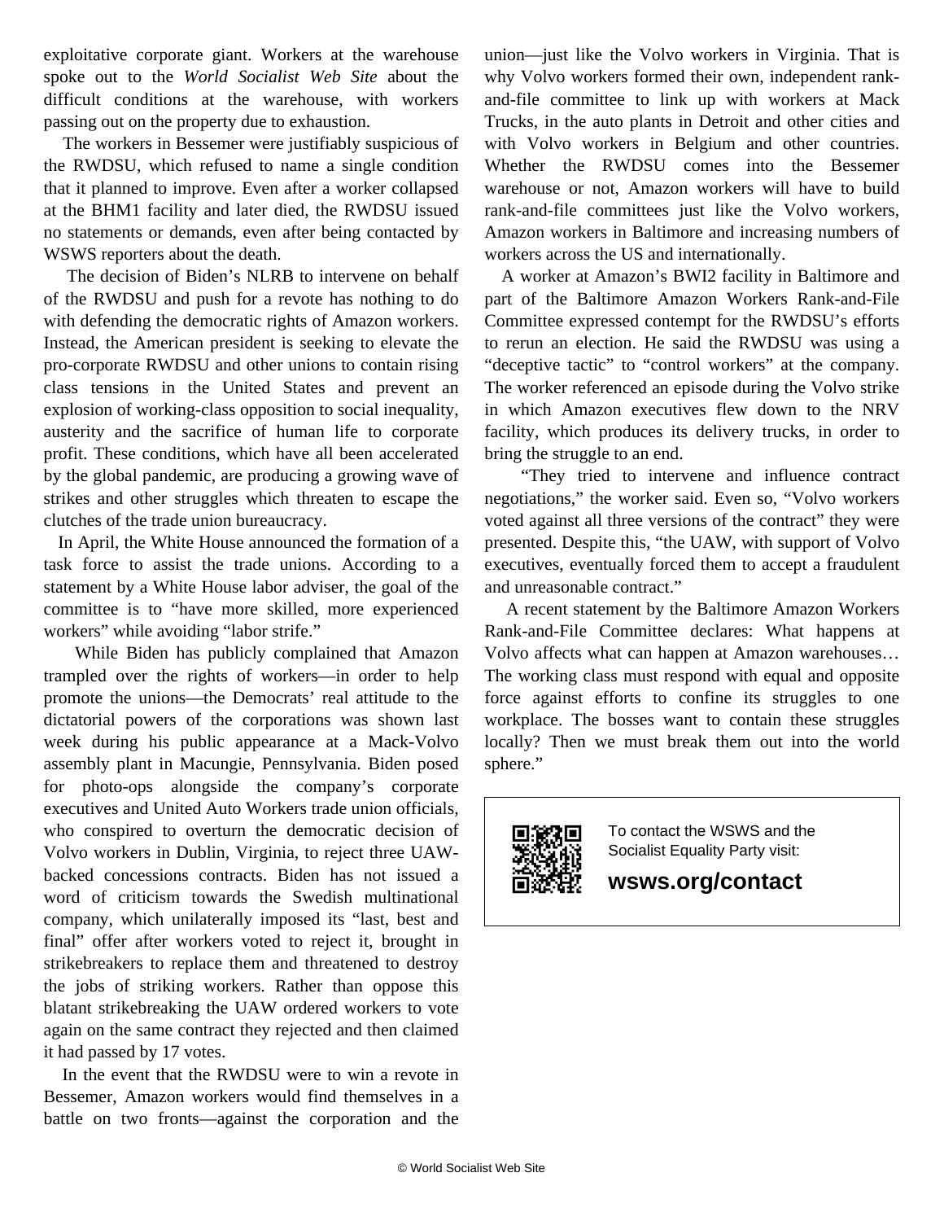exploitative corporate giant. Workers at the warehouse spoke out to the *World Socialist Web Site* about the difficult conditions at the warehouse, with workers passing out on the property due to exhaustion.

The workers in Bessemer were justifiably suspicious of the RWDSU, which refused to name a single condition that it planned to improve. Even after a worker collapsed at the BHM1 facility and later died, the RWDSU issued no statements or demands, even after being contacted by WSWS reporters about the death.

The decision of Biden's NLRB to intervene on behalf of the RWDSU and push for a revote has nothing to do with defending the democratic rights of Amazon workers. Instead, the American president is seeking to elevate the pro-corporate RWDSU and other unions to contain rising class tensions in the United States and prevent an explosion of working-class opposition to social inequality, austerity and the sacrifice of human life to corporate profit. These conditions, which have all been accelerated by the global pandemic, are producing a growing wave of strikes and other struggles which threaten to escape the clutches of the trade union bureaucracy.

In April, the White House announced the formation of a task force to assist the trade unions. According to a statement by a White House labor adviser, the goal of the committee is to "have more skilled, more experienced workers" while avoiding "labor strife."

While Biden has publicly complained that Amazon trampled over the rights of workers—in order to help promote the unions—the Democrats' real attitude to the dictatorial powers of the corporations was shown last week during his public appearance at a Mack-Volvo assembly plant in Macungie, Pennsylvania. Biden posed for photo-ops alongside the company's corporate executives and United Auto Workers trade union officials, who conspired to overturn the democratic decision of Volvo workers in Dublin, Virginia, to reject three UAW-backed concessions contracts. Biden has not issued a word of criticism towards the Swedish multinational company, which unilaterally imposed its "last, best and final" offer after workers voted to reject it, brought in strikebreakers to replace them and threatened to destroy the jobs of striking workers. Rather than oppose this blatant strikebreaking the UAW ordered workers to vote again on the same contract they rejected and then claimed it had passed by 17 votes.

In the event that the RWDSU were to win a revote in Bessemer, Amazon workers would find themselves in a battle on two fronts—against the corporation and the union—just like the Volvo workers in Virginia. That is why Volvo workers formed their own, independent rank-and-file committee to link up with workers at Mack Trucks, in the auto plants in Detroit and other cities and with Volvo workers in Belgium and other countries. Whether the RWDSU comes into the Bessemer warehouse or not, Amazon workers will have to build rank-and-file committees just like the Volvo workers, Amazon workers in Baltimore and increasing numbers of workers across the US and internationally.

A worker at Amazon's BWI2 facility in Baltimore and part of the Baltimore Amazon Workers Rank-and-File Committee expressed contempt for the RWDSU's efforts to rerun an election. He said the RWDSU was using a "deceptive tactic" to "control workers" at the company. The worker referenced an episode during the Volvo strike in which Amazon executives flew down to the NRV facility, which produces its delivery trucks, in order to bring the struggle to an end.

"They tried to intervene and influence contract negotiations," the worker said. Even so, "Volvo workers voted against all three versions of the contract" they were presented. Despite this, "the UAW, with support of Volvo executives, eventually forced them to accept a fraudulent and unreasonable contract."

A recent statement by the Baltimore Amazon Workers Rank-and-File Committee declares: What happens at Volvo affects what can happen at Amazon warehouses… The working class must respond with equal and opposite force against efforts to confine its struggles to one workplace. The bosses want to contain these struggles locally? Then we must break them out into the world sphere."

To contact the WSWS and the Socialist Equality Party visit:

**wsws.org/contact**